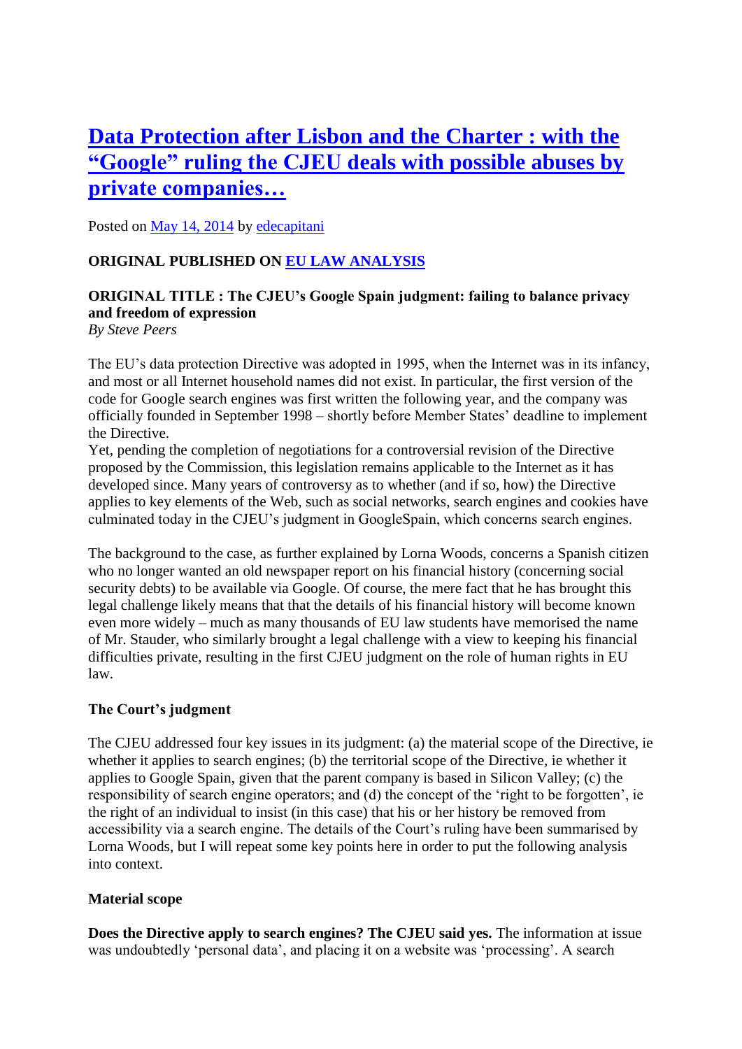# Data Protection after Lisbon and the Charter : with the "Google" ruling the CJEU deals with possible abuses by private companies…

Posted on May 14, 2014 by edecapitani

**ORIGINAL PUBLISHED ON EU LAW ANALYSIS**

**ORIGINAL TITLE : The CJEU's Google Spain judgment: failing to balance privacy and freedom of expression**
*By Steve Peers*

The EU's data protection Directive was adopted in 1995, when the Internet was in its infancy, and most or all Internet household names did not exist. In particular, the first version of the code for Google search engines was first written the following year, and the company was officially founded in September 1998 – shortly before Member States' deadline to implement the Directive.
Yet, pending the completion of negotiations for a controversial revision of the Directive proposed by the Commission, this legislation remains applicable to the Internet as it has developed since. Many years of controversy as to whether (and if so, how) the Directive applies to key elements of the Web, such as social networks, search engines and cookies have culminated today in the CJEU's judgment in GoogleSpain, which concerns search engines.

The background to the case, as further explained by Lorna Woods, concerns a Spanish citizen who no longer wanted an old newspaper report on his financial history (concerning social security debts) to be available via Google. Of course, the mere fact that he has brought this legal challenge likely means that that the details of his financial history will become known even more widely – much as many thousands of EU law students have memorised the name of Mr. Stauder, who similarly brought a legal challenge with a view to keeping his financial difficulties private, resulting in the first CJEU judgment on the role of human rights in EU law.

**The Court's judgment**

The CJEU addressed four key issues in its judgment: (a) the material scope of the Directive, ie whether it applies to search engines; (b) the territorial scope of the Directive, ie whether it applies to Google Spain, given that the parent company is based in Silicon Valley; (c) the responsibility of search engine operators; and (d) the concept of the 'right to be forgotten', ie the right of an individual to insist (in this case) that his or her history be removed from accessibility via a search engine. The details of the Court's ruling have been summarised by Lorna Woods, but I will repeat some key points here in order to put the following analysis into context.

**Material scope**

**Does the Directive apply to search engines? The CJEU said yes.** The information at issue was undoubtedly 'personal data', and placing it on a website was 'processing'. A search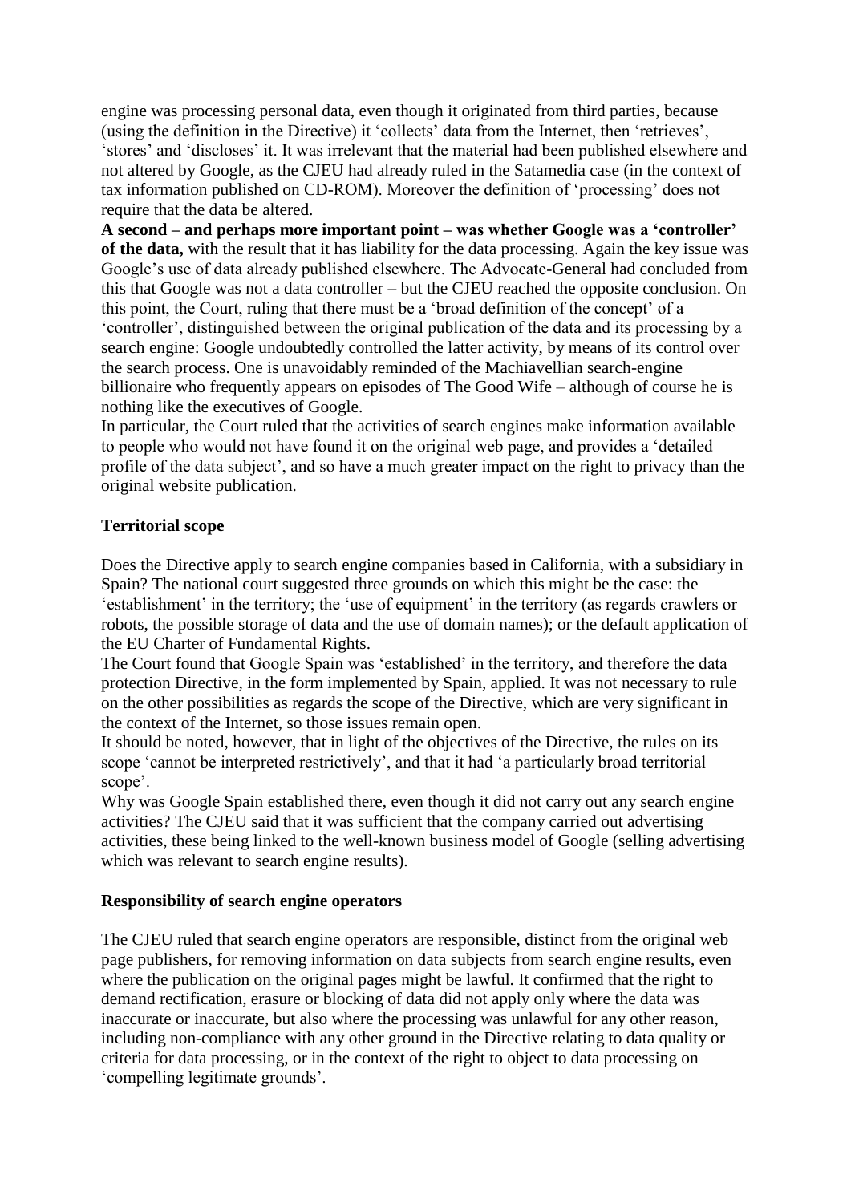engine was processing personal data, even though it originated from third parties, because (using the definition in the Directive) it 'collects' data from the Internet, then 'retrieves', 'stores' and 'discloses' it. It was irrelevant that the material had been published elsewhere and not altered by Google, as the CJEU had already ruled in the Satamedia case (in the context of tax information published on CD-ROM). Moreover the definition of 'processing' does not require that the data be altered.

**A second – and perhaps more important point – was whether Google was a 'controller' of the data,** with the result that it has liability for the data processing. Again the key issue was Google's use of data already published elsewhere. The Advocate-General had concluded from this that Google was not a data controller – but the CJEU reached the opposite conclusion. On this point, the Court, ruling that there must be a 'broad definition of the concept' of a 'controller', distinguished between the original publication of the data and its processing by a search engine: Google undoubtedly controlled the latter activity, by means of its control over the search process. One is unavoidably reminded of the Machiavellian search-engine billionaire who frequently appears on episodes of The Good Wife – although of course he is nothing like the executives of Google.

In particular, the Court ruled that the activities of search engines make information available to people who would not have found it on the original web page, and provides a 'detailed profile of the data subject', and so have a much greater impact on the right to privacy than the original website publication.

## Territorial scope

Does the Directive apply to search engine companies based in California, with a subsidiary in Spain? The national court suggested three grounds on which this might be the case: the 'establishment' in the territory; the 'use of equipment' in the territory (as regards crawlers or robots, the possible storage of data and the use of domain names); or the default application of the EU Charter of Fundamental Rights.

The Court found that Google Spain was 'established' in the territory, and therefore the data protection Directive, in the form implemented by Spain, applied. It was not necessary to rule on the other possibilities as regards the scope of the Directive, which are very significant in the context of the Internet, so those issues remain open.

It should be noted, however, that in light of the objectives of the Directive, the rules on its scope 'cannot be interpreted restrictively', and that it had 'a particularly broad territorial scope'.

Why was Google Spain established there, even though it did not carry out any search engine activities? The CJEU said that it was sufficient that the company carried out advertising activities, these being linked to the well-known business model of Google (selling advertising which was relevant to search engine results).

## Responsibility of search engine operators

The CJEU ruled that search engine operators are responsible, distinct from the original web page publishers, for removing information on data subjects from search engine results, even where the publication on the original pages might be lawful. It confirmed that the right to demand rectification, erasure or blocking of data did not apply only where the data was inaccurate or inaccurate, but also where the processing was unlawful for any other reason, including non-compliance with any other ground in the Directive relating to data quality or criteria for data processing, or in the context of the right to object to data processing on 'compelling legitimate grounds'.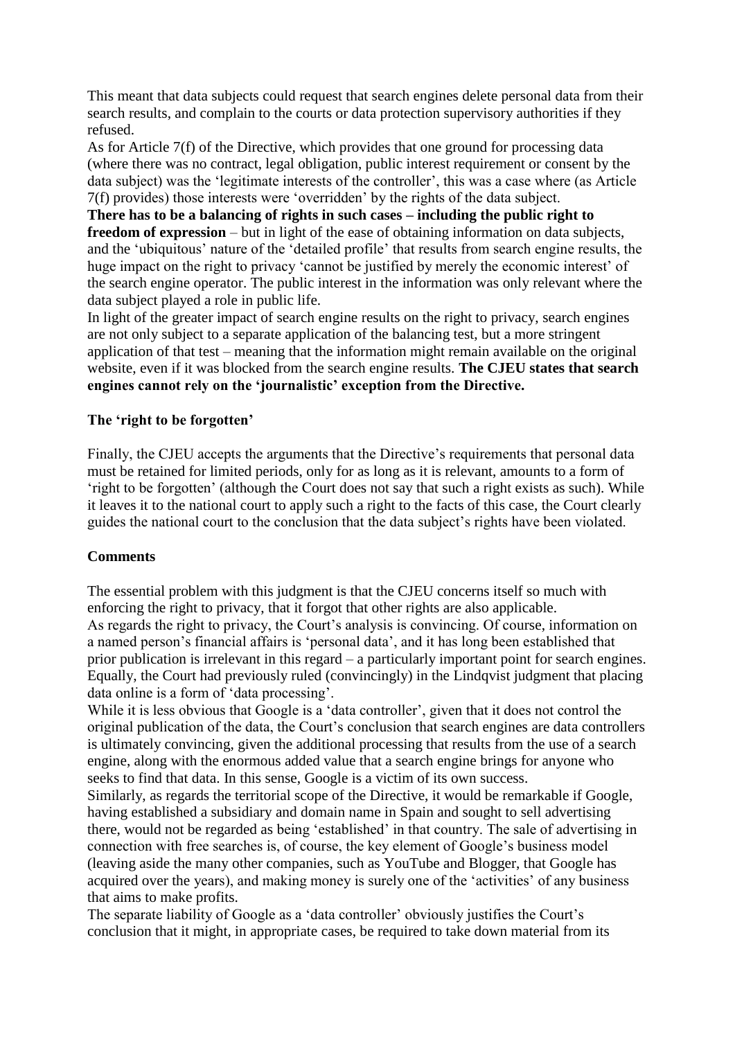This meant that data subjects could request that search engines delete personal data from their search results, and complain to the courts or data protection supervisory authorities if they refused.

As for Article 7(f) of the Directive, which provides that one ground for processing data (where there was no contract, legal obligation, public interest requirement or consent by the data subject) was the 'legitimate interests of the controller', this was a case where (as Article 7(f) provides) those interests were 'overridden' by the rights of the data subject.

**There has to be a balancing of rights in such cases – including the public right to freedom of expression** – but in light of the ease of obtaining information on data subjects, and the 'ubiquitous' nature of the 'detailed profile' that results from search engine results, the huge impact on the right to privacy 'cannot be justified by merely the economic interest' of the search engine operator. The public interest in the information was only relevant where the data subject played a role in public life.

In light of the greater impact of search engine results on the right to privacy, search engines are not only subject to a separate application of the balancing test, but a more stringent application of that test – meaning that the information might remain available on the original website, even if it was blocked from the search engine results. **The CJEU states that search engines cannot rely on the 'journalistic' exception from the Directive.**

### The 'right to be forgotten'

Finally, the CJEU accepts the arguments that the Directive's requirements that personal data must be retained for limited periods, only for as long as it is relevant, amounts to a form of 'right to be forgotten' (although the Court does not say that such a right exists as such). While it leaves it to the national court to apply such a right to the facts of this case, the Court clearly guides the national court to the conclusion that the data subject's rights have been violated.

### Comments

The essential problem with this judgment is that the CJEU concerns itself so much with enforcing the right to privacy, that it forgot that other rights are also applicable.

As regards the right to privacy, the Court's analysis is convincing. Of course, information on a named person's financial affairs is 'personal data', and it has long been established that prior publication is irrelevant in this regard – a particularly important point for search engines. Equally, the Court had previously ruled (convincingly) in the Lindqvist judgment that placing data online is a form of 'data processing'.

While it is less obvious that Google is a 'data controller', given that it does not control the original publication of the data, the Court's conclusion that search engines are data controllers is ultimately convincing, given the additional processing that results from the use of a search engine, along with the enormous added value that a search engine brings for anyone who seeks to find that data. In this sense, Google is a victim of its own success.

Similarly, as regards the territorial scope of the Directive, it would be remarkable if Google, having established a subsidiary and domain name in Spain and sought to sell advertising there, would not be regarded as being 'established' in that country. The sale of advertising in connection with free searches is, of course, the key element of Google's business model (leaving aside the many other companies, such as YouTube and Blogger, that Google has acquired over the years), and making money is surely one of the 'activities' of any business that aims to make profits.

The separate liability of Google as a 'data controller' obviously justifies the Court's conclusion that it might, in appropriate cases, be required to take down material from its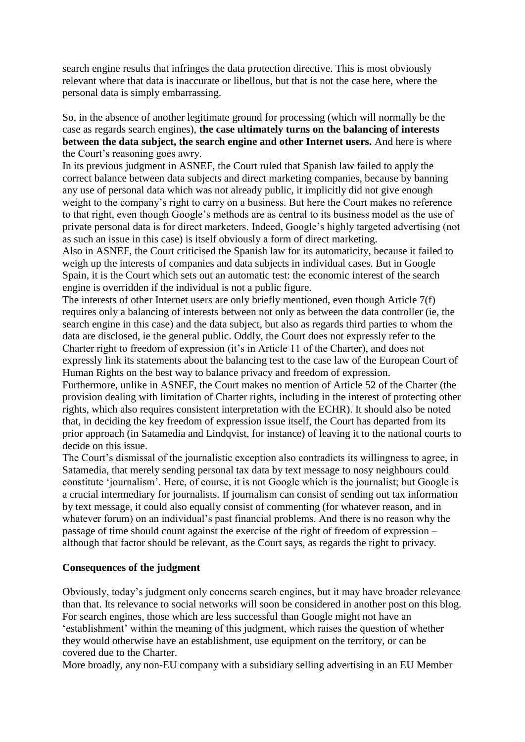search engine results that infringes the data protection directive. This is most obviously relevant where that data is inaccurate or libellous, but that is not the case here, where the personal data is simply embarrassing.

So, in the absence of another legitimate ground for processing (which will normally be the case as regards search engines), **the case ultimately turns on the balancing of interests between the data subject, the search engine and other Internet users.** And here is where the Court's reasoning goes awry.

In its previous judgment in ASNEF, the Court ruled that Spanish law failed to apply the correct balance between data subjects and direct marketing companies, because by banning any use of personal data which was not already public, it implicitly did not give enough weight to the company's right to carry on a business. But here the Court makes no reference to that right, even though Google's methods are as central to its business model as the use of private personal data is for direct marketers. Indeed, Google's highly targeted advertising (not as such an issue in this case) is itself obviously a form of direct marketing.

Also in ASNEF, the Court criticised the Spanish law for its automaticity, because it failed to weigh up the interests of companies and data subjects in individual cases. But in Google Spain, it is the Court which sets out an automatic test: the economic interest of the search engine is overridden if the individual is not a public figure.

The interests of other Internet users are only briefly mentioned, even though Article 7(f) requires only a balancing of interests between not only as between the data controller (ie, the search engine in this case) and the data subject, but also as regards third parties to whom the data are disclosed, ie the general public. Oddly, the Court does not expressly refer to the Charter right to freedom of expression (it's in Article 11 of the Charter), and does not expressly link its statements about the balancing test to the case law of the European Court of Human Rights on the best way to balance privacy and freedom of expression.

Furthermore, unlike in ASNEF, the Court makes no mention of Article 52 of the Charter (the provision dealing with limitation of Charter rights, including in the interest of protecting other rights, which also requires consistent interpretation with the ECHR). It should also be noted that, in deciding the key freedom of expression issue itself, the Court has departed from its prior approach (in Satamedia and Lindqvist, for instance) of leaving it to the national courts to decide on this issue.

The Court's dismissal of the journalistic exception also contradicts its willingness to agree, in Satamedia, that merely sending personal tax data by text message to nosy neighbours could constitute 'journalism'. Here, of course, it is not Google which is the journalist; but Google is a crucial intermediary for journalists. If journalism can consist of sending out tax information by text message, it could also equally consist of commenting (for whatever reason, and in whatever forum) on an individual's past financial problems. And there is no reason why the passage of time should count against the exercise of the right of freedom of expression – although that factor should be relevant, as the Court says, as regards the right to privacy.

**Consequences of the judgment**

Obviously, today's judgment only concerns search engines, but it may have broader relevance than that. Its relevance to social networks will soon be considered in another post on this blog. For search engines, those which are less successful than Google might not have an 'establishment' within the meaning of this judgment, which raises the question of whether they would otherwise have an establishment, use equipment on the territory, or can be covered due to the Charter.

More broadly, any non-EU company with a subsidiary selling advertising in an EU Member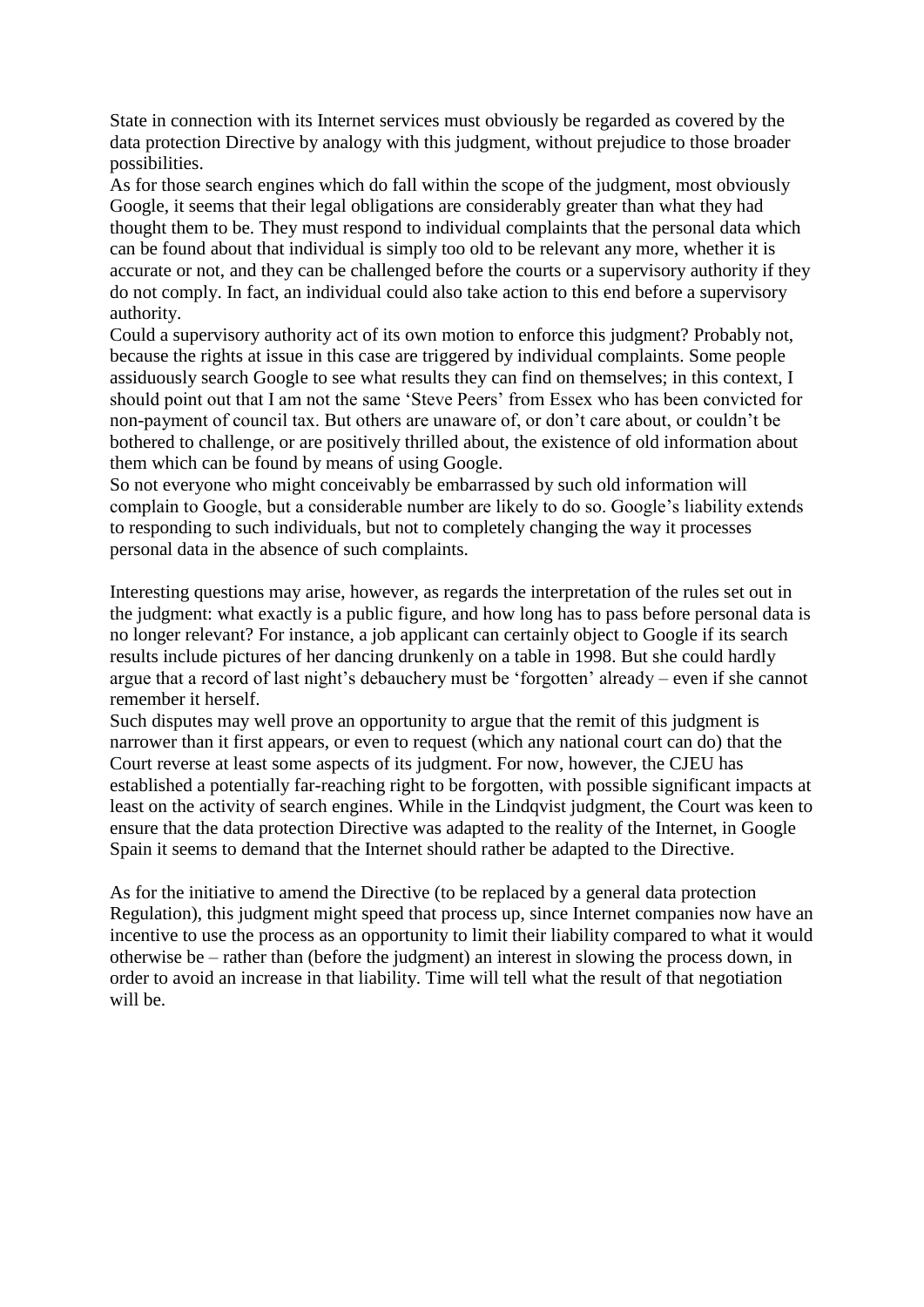State in connection with its Internet services must obviously be regarded as covered by the data protection Directive by analogy with this judgment, without prejudice to those broader possibilities.

As for those search engines which do fall within the scope of the judgment, most obviously Google, it seems that their legal obligations are considerably greater than what they had thought them to be. They must respond to individual complaints that the personal data which can be found about that individual is simply too old to be relevant any more, whether it is accurate or not, and they can be challenged before the courts or a supervisory authority if they do not comply. In fact, an individual could also take action to this end before a supervisory authority.

Could a supervisory authority act of its own motion to enforce this judgment? Probably not, because the rights at issue in this case are triggered by individual complaints. Some people assiduously search Google to see what results they can find on themselves; in this context, I should point out that I am not the same 'Steve Peers' from Essex who has been convicted for non-payment of council tax. But others are unaware of, or don't care about, or couldn't be bothered to challenge, or are positively thrilled about, the existence of old information about them which can be found by means of using Google.

So not everyone who might conceivably be embarrassed by such old information will complain to Google, but a considerable number are likely to do so. Google's liability extends to responding to such individuals, but not to completely changing the way it processes personal data in the absence of such complaints.

Interesting questions may arise, however, as regards the interpretation of the rules set out in the judgment: what exactly is a public figure, and how long has to pass before personal data is no longer relevant? For instance, a job applicant can certainly object to Google if its search results include pictures of her dancing drunkenly on a table in 1998. But she could hardly argue that a record of last night's debauchery must be 'forgotten' already – even if she cannot remember it herself.

Such disputes may well prove an opportunity to argue that the remit of this judgment is narrower than it first appears, or even to request (which any national court can do) that the Court reverse at least some aspects of its judgment. For now, however, the CJEU has established a potentially far-reaching right to be forgotten, with possible significant impacts at least on the activity of search engines. While in the Lindqvist judgment, the Court was keen to ensure that the data protection Directive was adapted to the reality of the Internet, in Google Spain it seems to demand that the Internet should rather be adapted to the Directive.

As for the initiative to amend the Directive (to be replaced by a general data protection Regulation), this judgment might speed that process up, since Internet companies now have an incentive to use the process as an opportunity to limit their liability compared to what it would otherwise be – rather than (before the judgment) an interest in slowing the process down, in order to avoid an increase in that liability. Time will tell what the result of that negotiation will be.